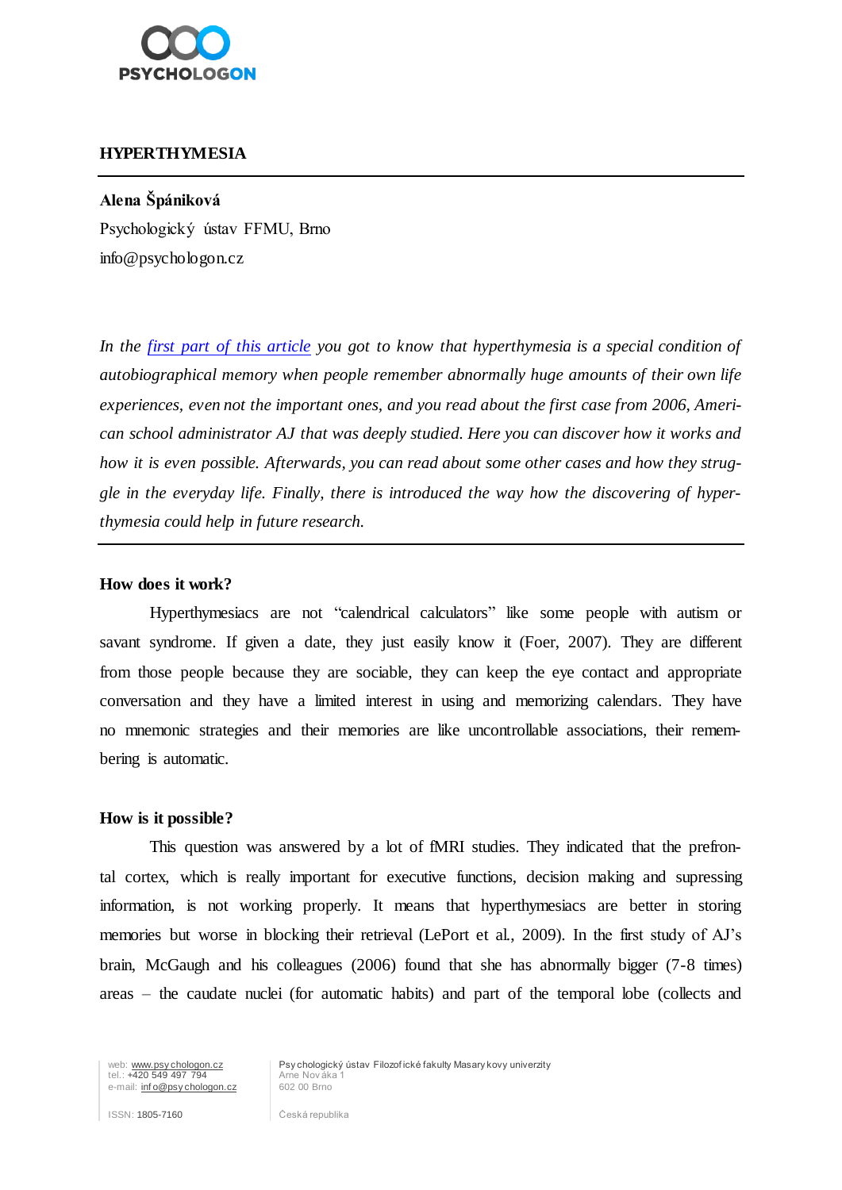# HYPERTHYMESIA

**Alena Špániková**

Psychologický ústav FFMU, Brno

info@psychologon.cz

*In the [first part of this article](#) you got to know that hyperthymesia is a special condition of autobiographical memory when people remember abnormally huge amounts of their own life experiences, even not the important ones, and you read about the first case from 2006, American school administrator AJ that was deeply studied. Here you can discover how it works and how it is even possible. Afterwards, you can read about some other cases and how they struggle in the everyday life. Finally, there is introduced the way how the discovering of hyperthymesia could help in future research.*

## How does it work?

Hyperthymesiacs are not "calendrical calculators" like some people with autism or savant syndrome. If given a date, they just easily know it (Foer, 2007). They are different from those people because they are sociable, they can keep the eye contact and appropriate conversation and they have a limited interest in using and memorizing calendars. They have no mnemonic strategies and their memories are like uncontrollable associations, their remembering is automatic.

## How is it possible?

This question was answered by a lot of fMRI studies. They indicated that the prefrontal cortex, which is really important for executive functions, decision making and supressing information, is not working properly. It means that hyperthymesiacs are better in storing memories but worse in blocking their retrieval (LePort et al., 2009). In the first study of AJ's brain, McGaugh and his colleagues (2006) found that she has abnormally bigger (7-8 times) areas – the caudate nuclei (for automatic habits) and part of the temporal lobe (collects and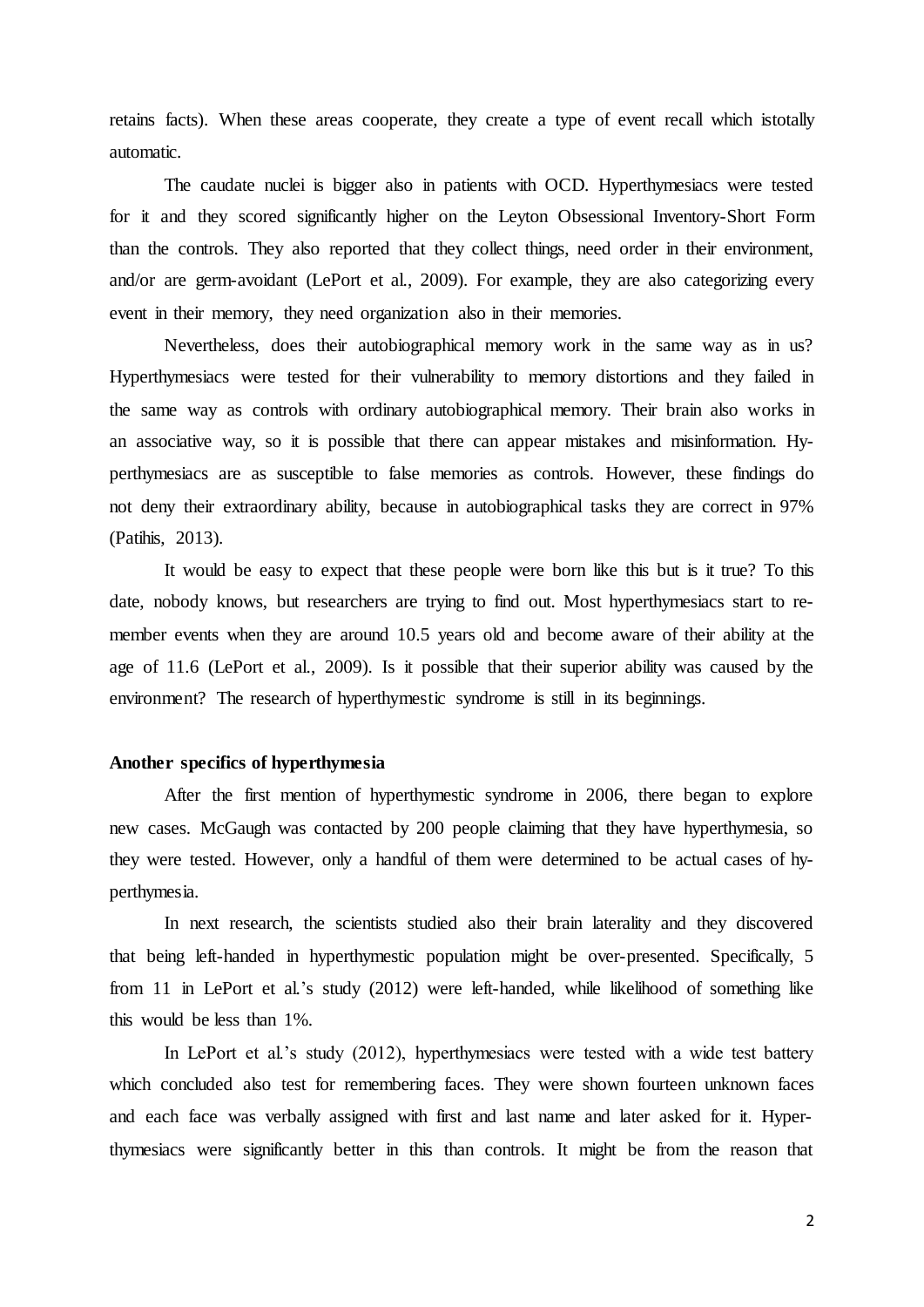retains facts). When these areas cooperate, they create a type of event recall which istotally automatic.

The caudate nuclei is bigger also in patients with OCD. Hyperthymesiacs were tested for it and they scored significantly higher on the Leyton Obsessional Inventory-Short Form than the controls. They also reported that they collect things, need order in their environment, and/or are germ-avoidant (LePort et al., 2009). For example, they are also categorizing every event in their memory, they need organization also in their memories.

Nevertheless, does their autobiographical memory work in the same way as in us? Hyperthymesiacs were tested for their vulnerability to memory distortions and they failed in the same way as controls with ordinary autobiographical memory. Their brain also works in an associative way, so it is possible that there can appear mistakes and misinformation. Hyperthymesiacs are as susceptible to false memories as controls. However, these findings do not deny their extraordinary ability, because in autobiographical tasks they are correct in 97% (Patihis, 2013).

It would be easy to expect that these people were born like this but is it true? To this date, nobody knows, but researchers are trying to find out. Most hyperthymesiacs start to remember events when they are around 10.5 years old and become aware of their ability at the age of 11.6 (LePort et al., 2009). Is it possible that their superior ability was caused by the environment? The research of hyperthymestic syndrome is still in its beginnings.

**Another specifics of hyperthymesia**

After the first mention of hyperthymestic syndrome in 2006, there began to explore new cases. McGaugh was contacted by 200 people claiming that they have hyperthymesia, so they were tested. However, only a handful of them were determined to be actual cases of hyperthymesia.

In next research, the scientists studied also their brain laterality and they discovered that being left-handed in hyperthymestic population might be over-presented. Specifically, 5 from 11 in LePort et al.'s study (2012) were left-handed, while likelihood of something like this would be less than 1%.

In LePort et al.'s study (2012), hyperthymesiacs were tested with a wide test battery which concluded also test for remembering faces. They were shown fourteen unknown faces and each face was verbally assigned with first and last name and later asked for it. Hyperthymesiacs were significantly better in this than controls. It might be from the reason that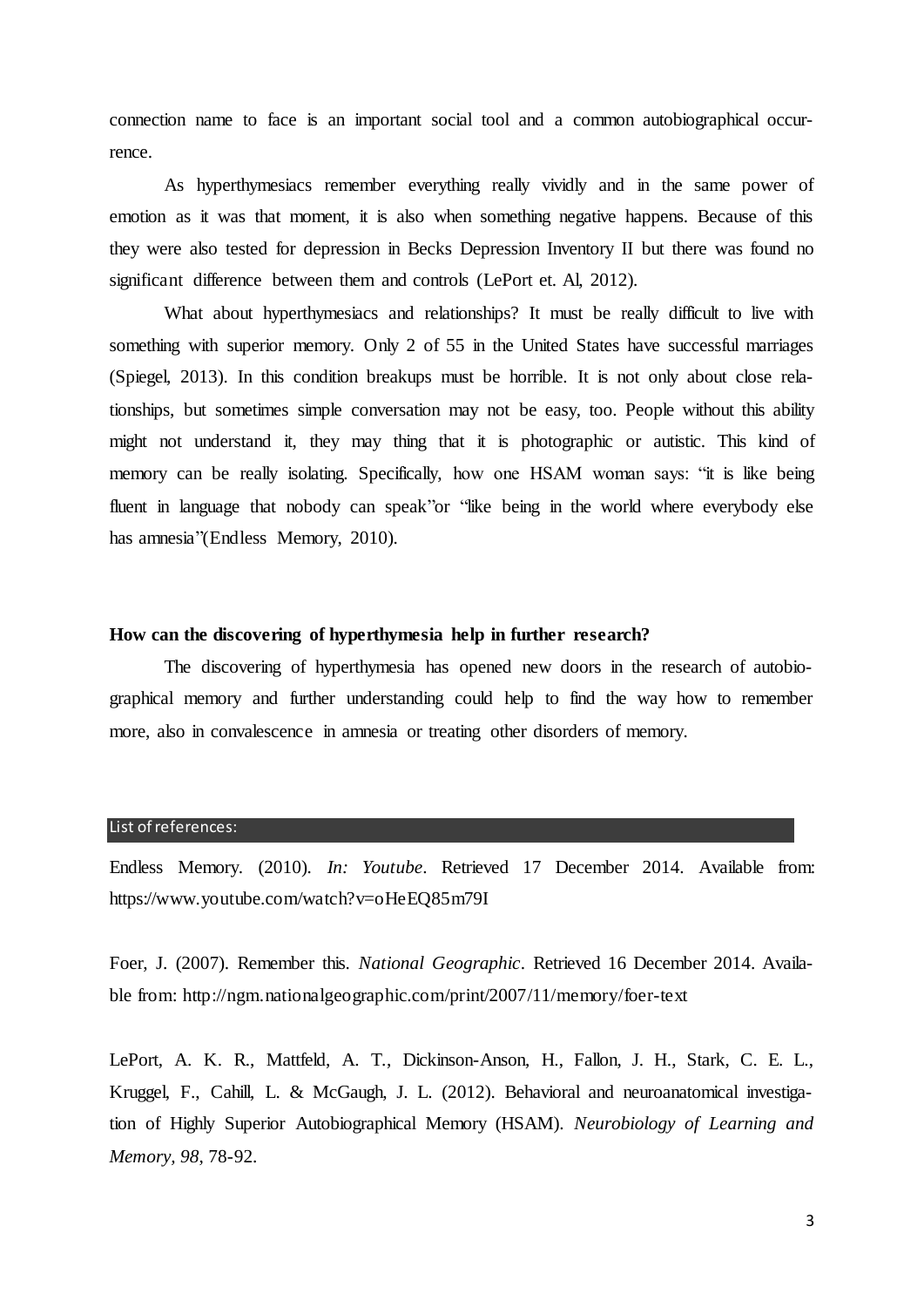connection name to face is an important social tool and a common autobiographical occurrence.

As hyperthymesiacs remember everything really vividly and in the same power of emotion as it was that moment, it is also when something negative happens. Because of this they were also tested for depression in Becks Depression Inventory II but there was found no significant difference between them and controls (LePort et. Al, 2012).

What about hyperthymesiacs and relationships? It must be really difficult to live with something with superior memory. Only 2 of 55 in the United States have successful marriages (Spiegel, 2013). In this condition breakups must be horrible. It is not only about close relationships, but sometimes simple conversation may not be easy, too. People without this ability might not understand it, they may thing that it is photographic or autistic. This kind of memory can be really isolating. Specifically, how one HSAM woman says: "it is like being fluent in language that nobody can speak"or "like being in the world where everybody else has amnesia"(Endless Memory, 2010).

**How can the discovering of hyperthymesia help in further research?**

The discovering of hyperthymesia has opened new doors in the research of autobiographical memory and further understanding could help to find the way how to remember more, also in convalescence in amnesia or treating other disorders of memory.

## List of references:

Endless Memory. (2010). *In: Youtube*. Retrieved 17 December 2014. Available from: https://www.youtube.com/watch?v=oHeEQ85m79I

Foer, J. (2007). Remember this. *National Geographic*. Retrieved 16 December 2014. Available from: http://ngm.nationalgeographic.com/print/2007/11/memory/foer-text

LePort, A. K. R., Mattfeld, A. T., Dickinson-Anson, H., Fallon, J. H., Stark, C. E. L., Kruggel, F., Cahill, L. & McGaugh, J. L. (2012). Behavioral and neuroanatomical investigation of Highly Superior Autobiographical Memory (HSAM). *Neurobiology of Learning and Memory, 98*, 78-92.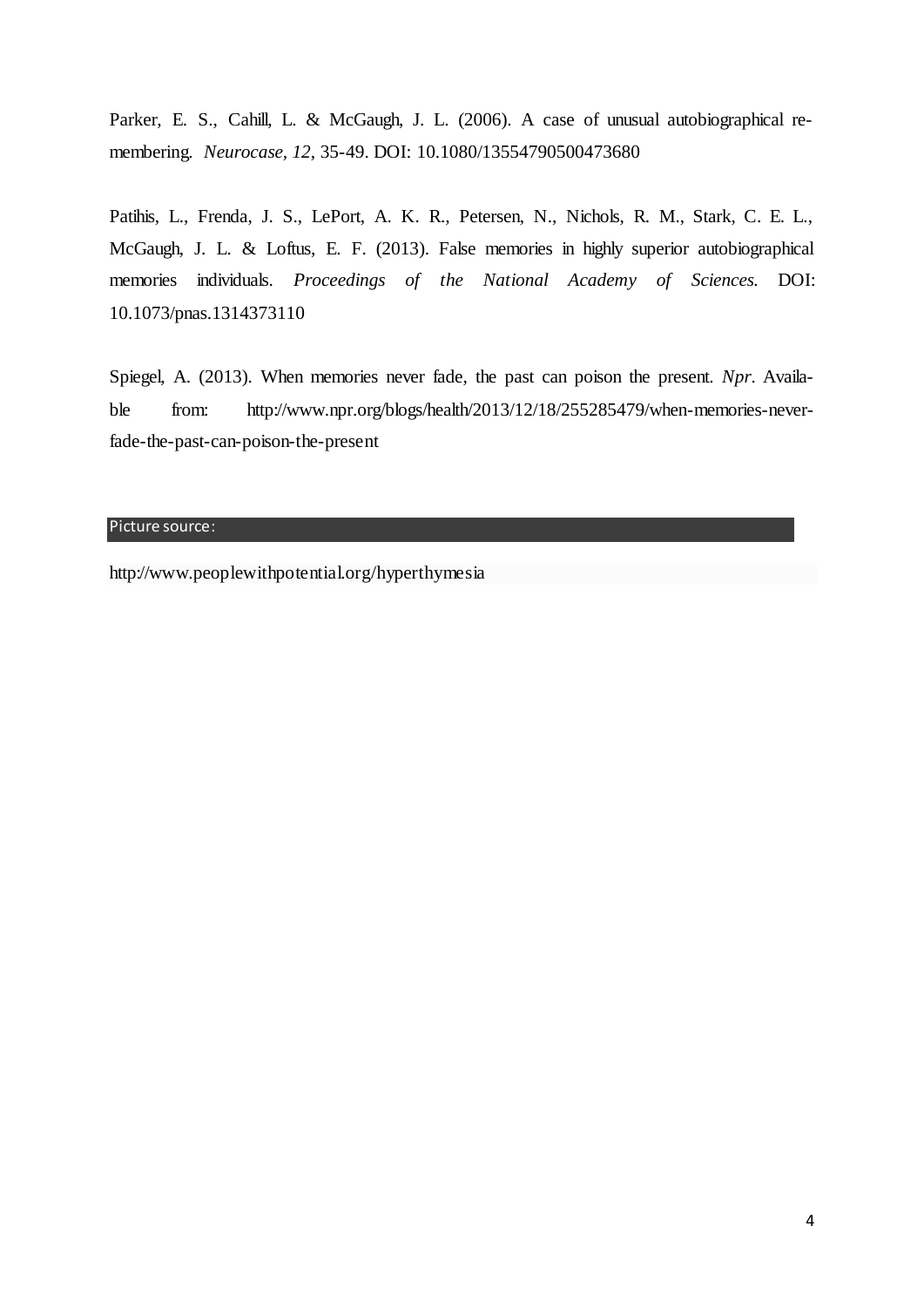Parker, E. S., Cahill, L. & McGaugh, J. L. (2006). A case of unusual autobiographical remembering. *Neurocase, 12,* 35-49. DOI: 10.1080/13554790500473680

Patihis, L., Frenda, J. S., LePort, A. K. R., Petersen, N., Nichols, R. M., Stark, C. E. L., McGaugh, J. L. & Loftus, E. F. (2013). False memories in highly superior autobiographical memories individuals. *Proceedings of the National Academy of Sciences.* DOI: 10.1073/pnas.1314373110

Spiegel, A. (2013). When memories never fade, the past can poison the present. *Npr*. Available from: http://www.npr.org/blogs/health/2013/12/18/255285479/when-memories-never-fade-the-past-can-poison-the-present

Picture source:

http://www.peoplewithpotential.org/hyperthymesia